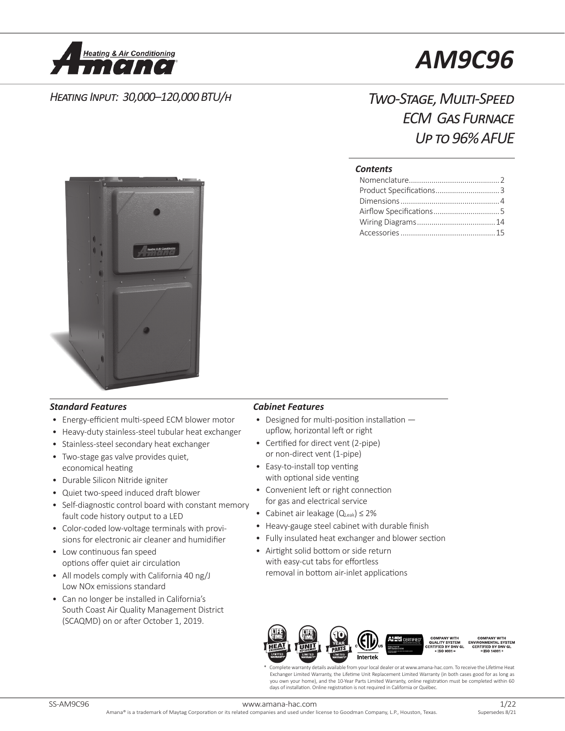# AM9C96

*Heating Input: 30,000–120,000 BTU/h*

## *Two-Stage, Multi-Speed ECM Gas Furnace Up to 96% AFUE*

### *Contents*

- Nomenclature ........................................... 2
- Product Specifications .............................. 3
- Dimensions ............................................... 4
- Airflow Specifications ............................... 5
- Wiring Diagrams ....................................... 14
- Accessories ............................................. 15

### *Standard Features*

- Energy-efficient multi-speed ECM blower motor
- Heavy-duty stainless-steel tubular heat exchanger
- Stainless-steel secondary heat exchanger
- Two-stage gas valve provides quiet, economical heating
- Durable Silicon Nitride igniter
- Quiet two-speed induced draft blower
- Self-diagnostic control board with constant memory fault code history output to a LED
- Color-coded low-voltage terminals with provisions for electronic air cleaner and humidifier
- Low continuous fan speed options offer quiet air circulation
- All models comply with California 40 ng/J Low NOx emissions standard
- Can no longer be installed in California's South Coast Air Quality Management District (SCAQMD) on or after October 1, 2019.

### *Cabinet Features*

- Designed for multi-position installation — upflow, horizontal left or right
- Certified for direct vent (2-pipe) or non-direct vent (1-pipe)
- Easy-to-install top venting with optional side venting
- Convenient left or right connection for gas and electrical service
- Cabinet air leakage ($Q_{Leak}$) ≤ 2%
- Heavy-gauge steel cabinet with durable finish
- Fully insulated heat exchanger and blower section
- Airtight solid bottom or side return with easy-cut tabs for effortless removal in bottom air-inlet applications

COMPANY WITH QUALITY SYSTEM CERTIFIED BY DNV GL = ISO 9001 =

COMPANY WITH ENVIRONMENTAL SYSTEM CERTIFIED BY DNV GL = ISO 14001 =

\* Complete warranty details available from your local dealer or at www.amana-hac.com. To receive the Lifetime Heat Exchanger Limited Warranty, the Lifetime Unit Replacement Limited Warranty (in both cases good for as long as you own your home), and the 10-Year Parts Limited Warranty, online registration must be completed within 60 days of installation. Online registration is not required in California or Québec.

SS-AM9C96 www.amana-hac.com 1/22 Supersedes 8/21

Amana® is a trademark of Maytag Corporation or its related companies and used under license to Goodman Company, L.P., Houston, Texas.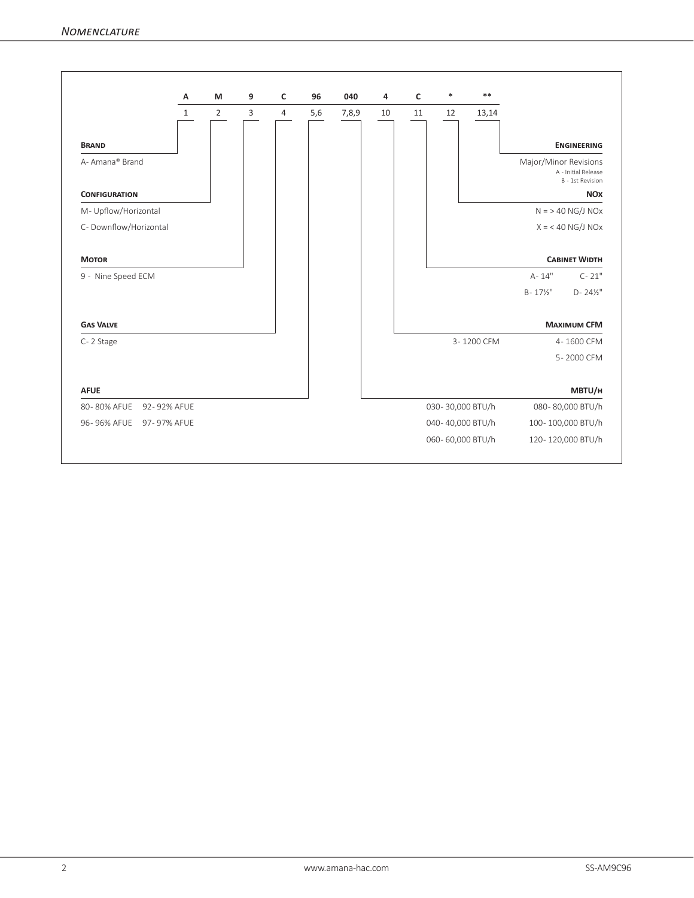## Nomenclature

| A | M | 9 | C | 96 | 040 | 4 | C | * | ** |
|---|---|---|---|---|---|---|---|---|---|
| 1 | 2 | 3 | 4 | 5,6 | 7,8,9 | 10 | 11 | 12 | 13,14 |

**Brand**

A- Amana® Brand

**Configuration**

M- Upflow/Horizontal

C- Downflow/Horizontal

**Motor**

9 - Nine Speed ECM

**Gas Valve**

C- 2 Stage

**AFUE**

80- 80% AFUE  92- 92% AFUE

96- 96% AFUE  97- 97% AFUE

**Engineering**

Major/Minor Revisions

A - Initial Release

B - 1st Revision

**NOx**

N = > 40 NG/J NOx

X = < 40 NG/J NOx

**Cabinet Width**

A- 14"  C- 21"

B- 17½"  D- 24½"

**Maximum CFM**

3- 1200 CFM  4- 1600 CFM

5- 2000 CFM

**MBTU/h**

030- 30,000 BTU/h  080- 80,000 BTU/h

040- 40,000 BTU/h  100- 100,000 BTU/h

060- 60,000 BTU/h  120- 120,000 BTU/h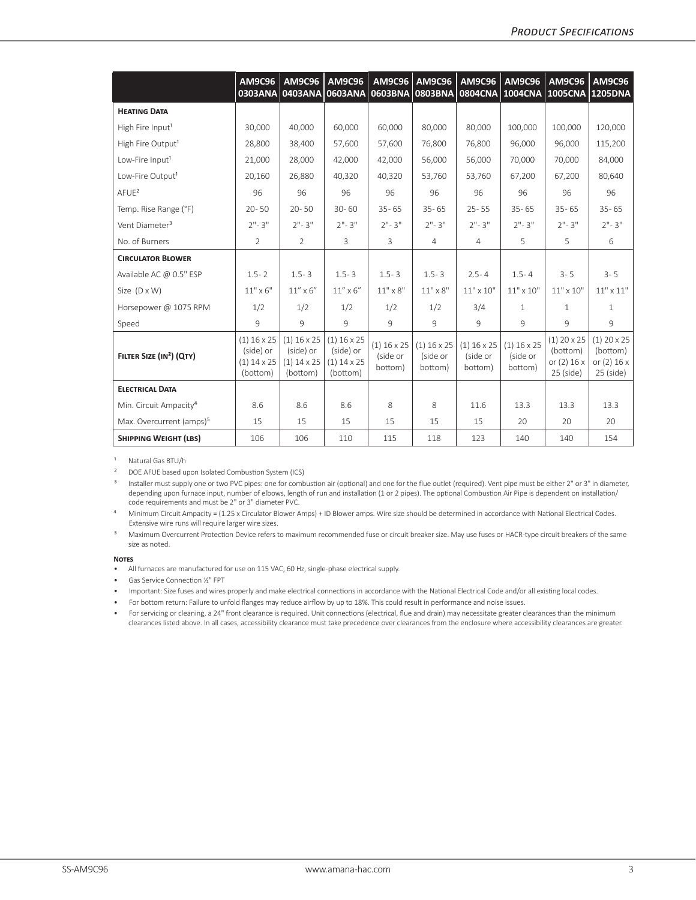| | AM9C96 0303ANA | AM9C96 0403ANA | AM9C96 0603ANA | AM9C96 0603BNA | AM9C96 0803BNA | AM9C96 0804CNA | AM9C96 1004CNA | AM9C96 1005CNA | AM9C96 1205DNA |
|---|---|---|---|---|---|---|---|---|---|
| **Heating Data** | | | | | | | | | |
| High Fire Input[1] | 30,000 | 40,000 | 60,000 | 60,000 | 80,000 | 80,000 | 100,000 | 100,000 | 120,000 |
| High Fire Output[1] | 28,800 | 38,400 | 57,600 | 57,600 | 76,800 | 76,800 | 96,000 | 96,000 | 115,200 |
| Low-Fire Input[1] | 21,000 | 28,000 | 42,000 | 42,000 | 56,000 | 56,000 | 70,000 | 70,000 | 84,000 |
| Low-Fire Output[1] | 20,160 | 26,880 | 40,320 | 40,320 | 53,760 | 53,760 | 67,200 | 67,200 | 80,640 |
| AFUE[2] | 96 | 96 | 96 | 96 | 96 | 96 | 96 | 96 | 96 |
| Temp. Rise Range (°F) | 20- 50 | 20- 50 | 30- 60 | 35- 65 | 35- 65 | 25- 55 | 35- 65 | 35- 65 | 35- 65 |
| Vent Diameter[3] | 2"- 3" | 2"- 3" | 2"- 3" | 2"- 3" | 2"- 3" | 2"- 3" | 2"- 3" | 2"- 3" | 2"- 3" |
| No. of Burners | 2 | 2 | 3 | 3 | 4 | 4 | 5 | 5 | 6 |
| **Circulator Blower** | | | | | | | | | |
| Available AC @ 0.5" ESP | 1.5- 2 | 1.5- 3 | 1.5- 3 | 1.5- 3 | 1.5- 3 | 2.5- 4 | 1.5- 4 | 3- 5 | 3- 5 |
| Size (D x W) | 11" x 6" | 11" x 6" | 11" x 6" | 11" x 8" | 11" x 8" | 11" x 10" | 11" x 10" | 11" x 10" | 11" x 11" |
| Horsepower @ 1075 RPM | 1/2 | 1/2 | 1/2 | 1/2 | 1/2 | 3/4 | 1 | 1 | 1 |
| Speed | 9 | 9 | 9 | 9 | 9 | 9 | 9 | 9 | 9 |
| **Filter Size (in²) (Qty)** | (1) 16 x 25 (side) or (1) 14 x 25 (bottom) | (1) 16 x 25 (side) or (1) 14 x 25 (bottom) | (1) 16 x 25 (side) or (1) 14 x 25 (bottom) | (1) 16 x 25 (side or bottom) | (1) 16 x 25 (side or bottom) | (1) 16 x 25 (side or bottom) | (1) 16 x 25 (side or bottom) | (1) 20 x 25 (bottom) or (2) 16 x 25 (side) | (1) 20 x 25 (bottom) or (2) 16 x 25 (side) |
| **Electrical Data** | | | | | | | | | |
| Min. Circuit Ampacity[4] | 8.6 | 8.6 | 8.6 | 8 | 8 | 11.6 | 13.3 | 13.3 | 13.3 |
| Max. Overcurrent (amps)[5] | 15 | 15 | 15 | 15 | 15 | 15 | 20 | 20 | 20 |
| **Shipping Weight (lbs)** | 106 | 106 | 110 | 115 | 118 | 123 | 140 | 140 | 154 |

[1] Natural Gas BTU/h

[2] DOE AFUE based upon Isolated Combustion System (ICS)

[3] Installer must supply one or two PVC pipes: one for combustion air (optional) and one for the flue outlet (required). Vent pipe must be either 2" or 3" in diameter, depending upon furnace input, number of elbows, length of run and installation (1 or 2 pipes). The optional Combustion Air Pipe is dependent on installation/code requirements and must be 2" or 3" diameter PVC.

[4] Minimum Circuit Ampacity = (1.25 x Circulator Blower Amps) + ID Blower amps. Wire size should be determined in accordance with National Electrical Codes. Extensive wire runs will require larger wire sizes.

[5] Maximum Overcurrent Protection Device refers to maximum recommended fuse or circuit breaker size. May use fuses or HACR-type circuit breakers of the same size as noted.

**Notes**

- All furnaces are manufactured for use on 115 VAC, 60 Hz, single-phase electrical supply.
- Gas Service Connection ½" FPT
- Important: Size fuses and wires properly and make electrical connections in accordance with the National Electrical Code and/or all existing local codes.
- For bottom return: Failure to unfold flanges may reduce airflow by up to 18%. This could result in performance and noise issues.
- For servicing or cleaning, a 24" front clearance is required. Unit connections (electrical, flue and drain) may necessitate greater clearances than the minimum clearances listed above. In all cases, accessibility clearance must take precedence over clearances from the enclosure where accessibility clearances are greater.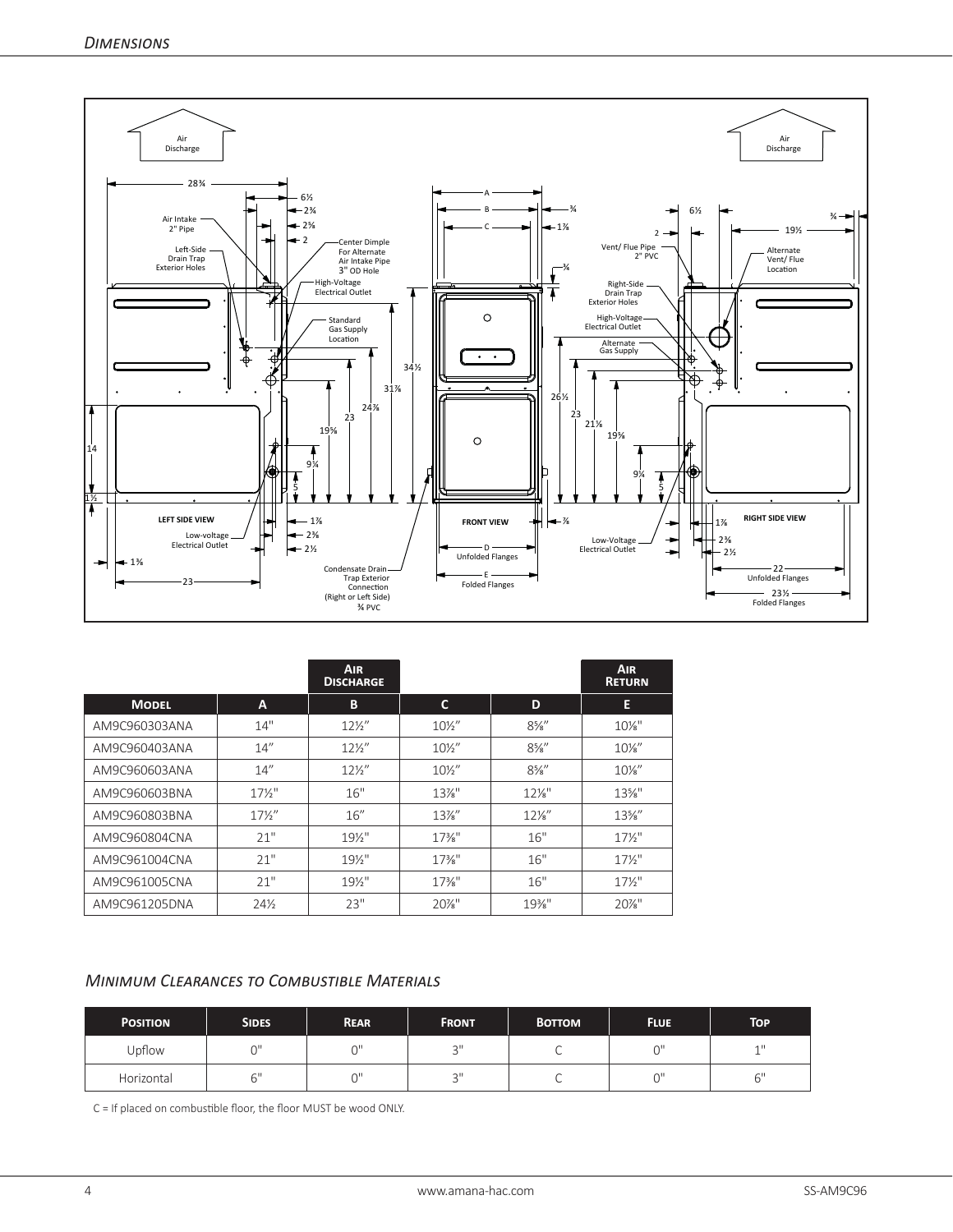## *Dimensions*

| | | Air Discharge | | | Air Return |
|---|---|---|---|---|---|
| **Model** | **A** | **B** | **C** | **D** | **E** |
| AM9C960303ANA | 14" | 12½" | 10½" | 8⅝" | 10⅛" |
| AM9C960403ANA | 14" | 12½" | 10½" | 8⅝" | 10⅛" |
| AM9C960603ANA | 14" | 12½" | 10½" | 8⅝" | 10⅛" |
| AM9C960603BNA | 17½" | 16" | 13⅞" | 12⅛" | 13⅝" |
| AM9C960803BNA | 17½" | 16" | 13⅞" | 12⅛" | 13⅝" |
| AM9C960804CNA | 21" | 19½" | 17⅜" | 16" | 17½" |
| AM9C961004CNA | 21" | 19½" | 17⅜" | 16" | 17½" |
| AM9C961005CNA | 21" | 19½" | 17⅜" | 16" | 17½" |
| AM9C961205DNA | 24½ | 23" | 20⅞" | 19⅜" | 20⅞" |

## *Minimum Clearances to Combustible Materials*

| Position | Sides | Rear | Front | Bottom | Flue | Top |
|---|---|---|---|---|---|---|
| Upflow | 0" | 0" | 3" | C | 0" | 1" |
| Horizontal | 6" | 0" | 3" | C | 0" | 6" |

C = If placed on combustible floor, the floor MUST be wood ONLY.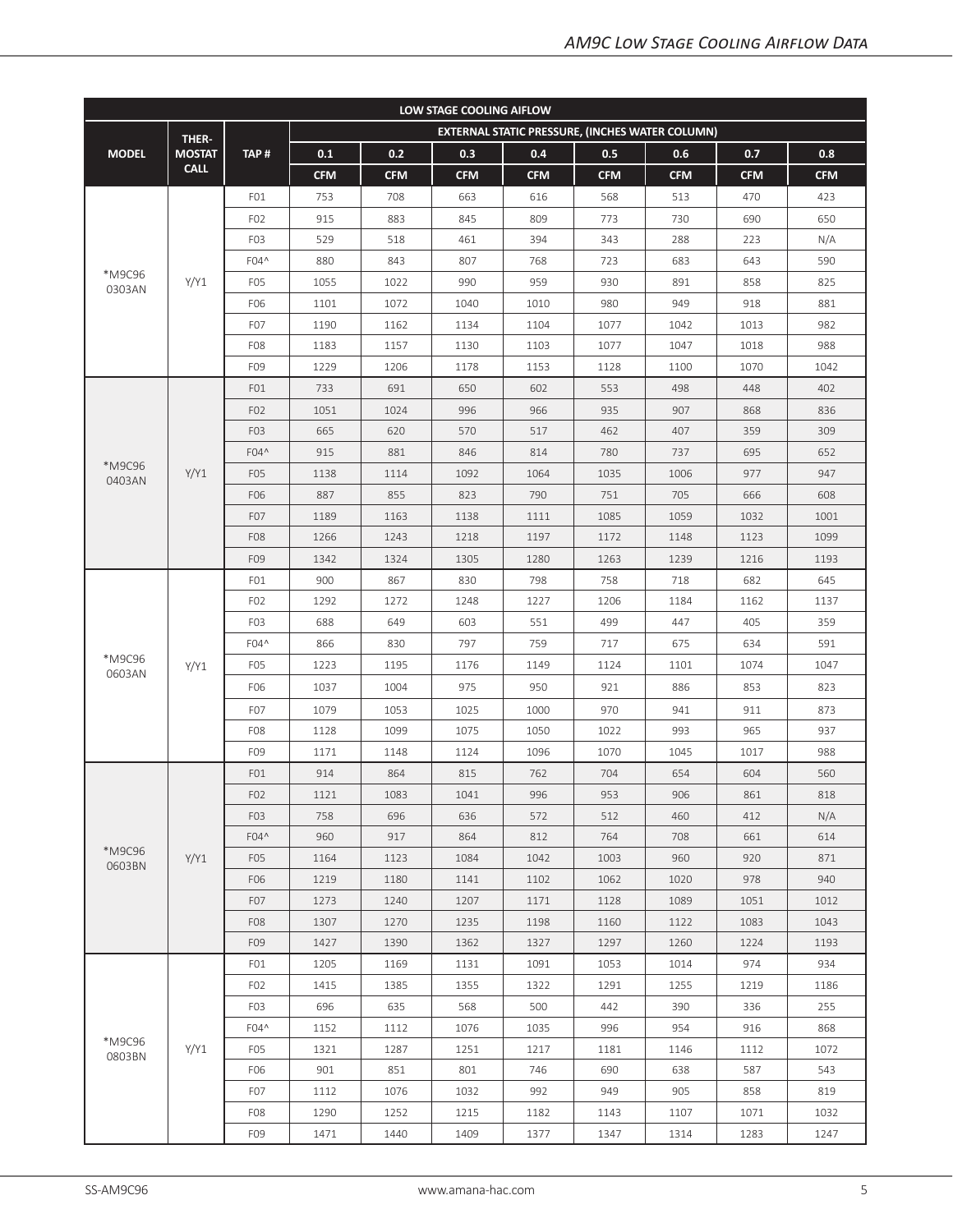| LOW STAGE COOLING AIFLOW | | | | | | | | | | |
|---|---|---|---|---|---|---|---|---|---|---|
| MODEL | THER-MOSTAT CALL | TAP # | EXTERNAL STATIC PRESSURE, (INCHES WATER COLUMN) | | | | | | | |
| | | | 0.1 | 0.2 | 0.3 | 0.4 | 0.5 | 0.6 | 0.7 | 0.8 |
| | | | CFM | CFM | CFM | CFM | CFM | CFM | CFM | CFM |
| *M9C96 0303AN | Y/Y1 | F01 | 753 | 708 | 663 | 616 | 568 | 513 | 470 | 423 |
| | | F02 | 915 | 883 | 845 | 809 | 773 | 730 | 690 | 650 |
| | | F03 | 529 | 518 | 461 | 394 | 343 | 288 | 223 | N/A |
| | | F04^ | 880 | 843 | 807 | 768 | 723 | 683 | 643 | 590 |
| | | F05 | 1055 | 1022 | 990 | 959 | 930 | 891 | 858 | 825 |
| | | F06 | 1101 | 1072 | 1040 | 1010 | 980 | 949 | 918 | 881 |
| | | F07 | 1190 | 1162 | 1134 | 1104 | 1077 | 1042 | 1013 | 982 |
| | | F08 | 1183 | 1157 | 1130 | 1103 | 1077 | 1047 | 1018 | 988 |
| | | F09 | 1229 | 1206 | 1178 | 1153 | 1128 | 1100 | 1070 | 1042 |
| *M9C96 0403AN | Y/Y1 | F01 | 733 | 691 | 650 | 602 | 553 | 498 | 448 | 402 |
| | | F02 | 1051 | 1024 | 996 | 966 | 935 | 907 | 868 | 836 |
| | | F03 | 665 | 620 | 570 | 517 | 462 | 407 | 359 | 309 |
| | | F04^ | 915 | 881 | 846 | 814 | 780 | 737 | 695 | 652 |
| | | F05 | 1138 | 1114 | 1092 | 1064 | 1035 | 1006 | 977 | 947 |
| | | F06 | 887 | 855 | 823 | 790 | 751 | 705 | 666 | 608 |
| | | F07 | 1189 | 1163 | 1138 | 1111 | 1085 | 1059 | 1032 | 1001 |
| | | F08 | 1266 | 1243 | 1218 | 1197 | 1172 | 1148 | 1123 | 1099 |
| | | F09 | 1342 | 1324 | 1305 | 1280 | 1263 | 1239 | 1216 | 1193 |
| *M9C96 0603AN | Y/Y1 | F01 | 900 | 867 | 830 | 798 | 758 | 718 | 682 | 645 |
| | | F02 | 1292 | 1272 | 1248 | 1227 | 1206 | 1184 | 1162 | 1137 |
| | | F03 | 688 | 649 | 603 | 551 | 499 | 447 | 405 | 359 |
| | | F04^ | 866 | 830 | 797 | 759 | 717 | 675 | 634 | 591 |
| | | F05 | 1223 | 1195 | 1176 | 1149 | 1124 | 1101 | 1074 | 1047 |
| | | F06 | 1037 | 1004 | 975 | 950 | 921 | 886 | 853 | 823 |
| | | F07 | 1079 | 1053 | 1025 | 1000 | 970 | 941 | 911 | 873 |
| | | F08 | 1128 | 1099 | 1075 | 1050 | 1022 | 993 | 965 | 937 |
| | | F09 | 1171 | 1148 | 1124 | 1096 | 1070 | 1045 | 1017 | 988 |
| *M9C96 0603BN | Y/Y1 | F01 | 914 | 864 | 815 | 762 | 704 | 654 | 604 | 560 |
| | | F02 | 1121 | 1083 | 1041 | 996 | 953 | 906 | 861 | 818 |
| | | F03 | 758 | 696 | 636 | 572 | 512 | 460 | 412 | N/A |
| | | F04^ | 960 | 917 | 864 | 812 | 764 | 708 | 661 | 614 |
| | | F05 | 1164 | 1123 | 1084 | 1042 | 1003 | 960 | 920 | 871 |
| | | F06 | 1219 | 1180 | 1141 | 1102 | 1062 | 1020 | 978 | 940 |
| | | F07 | 1273 | 1240 | 1207 | 1171 | 1128 | 1089 | 1051 | 1012 |
| | | F08 | 1307 | 1270 | 1235 | 1198 | 1160 | 1122 | 1083 | 1043 |
| | | F09 | 1427 | 1390 | 1362 | 1327 | 1297 | 1260 | 1224 | 1193 |
| *M9C96 0803BN | Y/Y1 | F01 | 1205 | 1169 | 1131 | 1091 | 1053 | 1014 | 974 | 934 |
| | | F02 | 1415 | 1385 | 1355 | 1322 | 1291 | 1255 | 1219 | 1186 |
| | | F03 | 696 | 635 | 568 | 500 | 442 | 390 | 336 | 255 |
| | | F04^ | 1152 | 1112 | 1076 | 1035 | 996 | 954 | 916 | 868 |
| | | F05 | 1321 | 1287 | 1251 | 1217 | 1181 | 1146 | 1112 | 1072 |
| | | F06 | 901 | 851 | 801 | 746 | 690 | 638 | 587 | 543 |
| | | F07 | 1112 | 1076 | 1032 | 992 | 949 | 905 | 858 | 819 |
| | | F08 | 1290 | 1252 | 1215 | 1182 | 1143 | 1107 | 1071 | 1032 |
| | | F09 | 1471 | 1440 | 1409 | 1377 | 1347 | 1314 | 1283 | 1247 |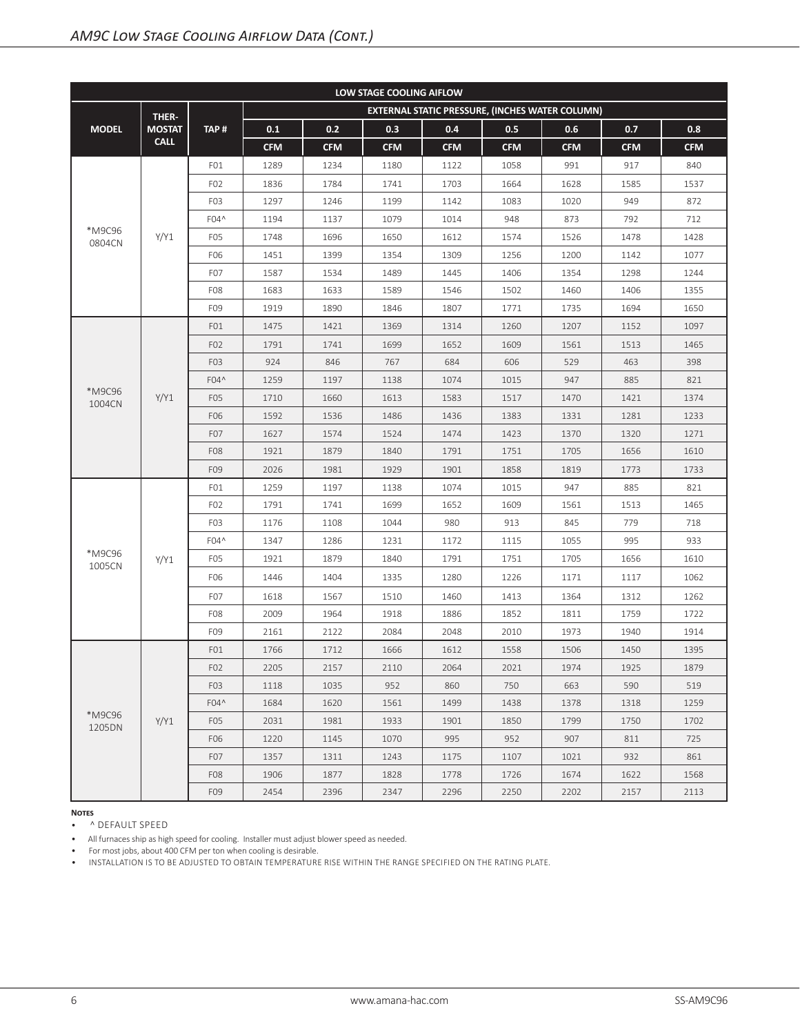## AM9C Low Stage Cooling Airflow Data (Cont.)

| LOW STAGE COOLING AIFLOW | | | | | | | | | | |
|---|---|---|---|---|---|---|---|---|---|---|
| MODEL | THER-MOSTAT CALL | TAP # | EXTERNAL STATIC PRESSURE, (INCHES WATER COLUMN) | | | | | | | |
| | | | 0.1 | 0.2 | 0.3 | 0.4 | 0.5 | 0.6 | 0.7 | 0.8 |
| | | | CFM | CFM | CFM | CFM | CFM | CFM | CFM | CFM |
| *M9C96 0804CN | Y/Y1 | F01 | 1289 | 1234 | 1180 | 1122 | 1058 | 991 | 917 | 840 |
| | | F02 | 1836 | 1784 | 1741 | 1703 | 1664 | 1628 | 1585 | 1537 |
| | | F03 | 1297 | 1246 | 1199 | 1142 | 1083 | 1020 | 949 | 872 |
| | | F04^ | 1194 | 1137 | 1079 | 1014 | 948 | 873 | 792 | 712 |
| | | F05 | 1748 | 1696 | 1650 | 1612 | 1574 | 1526 | 1478 | 1428 |
| | | F06 | 1451 | 1399 | 1354 | 1309 | 1256 | 1200 | 1142 | 1077 |
| | | F07 | 1587 | 1534 | 1489 | 1445 | 1406 | 1354 | 1298 | 1244 |
| | | F08 | 1683 | 1633 | 1589 | 1546 | 1502 | 1460 | 1406 | 1355 |
| | | F09 | 1919 | 1890 | 1846 | 1807 | 1771 | 1735 | 1694 | 1650 |
| *M9C96 1004CN | Y/Y1 | F01 | 1475 | 1421 | 1369 | 1314 | 1260 | 1207 | 1152 | 1097 |
| | | F02 | 1791 | 1741 | 1699 | 1652 | 1609 | 1561 | 1513 | 1465 |
| | | F03 | 924 | 846 | 767 | 684 | 606 | 529 | 463 | 398 |
| | | F04^ | 1259 | 1197 | 1138 | 1074 | 1015 | 947 | 885 | 821 |
| | | F05 | 1710 | 1660 | 1613 | 1583 | 1517 | 1470 | 1421 | 1374 |
| | | F06 | 1592 | 1536 | 1486 | 1436 | 1383 | 1331 | 1281 | 1233 |
| | | F07 | 1627 | 1574 | 1524 | 1474 | 1423 | 1370 | 1320 | 1271 |
| | | F08 | 1921 | 1879 | 1840 | 1791 | 1751 | 1705 | 1656 | 1610 |
| | | F09 | 2026 | 1981 | 1929 | 1901 | 1858 | 1819 | 1773 | 1733 |
| *M9C96 1005CN | Y/Y1 | F01 | 1259 | 1197 | 1138 | 1074 | 1015 | 947 | 885 | 821 |
| | | F02 | 1791 | 1741 | 1699 | 1652 | 1609 | 1561 | 1513 | 1465 |
| | | F03 | 1176 | 1108 | 1044 | 980 | 913 | 845 | 779 | 718 |
| | | F04^ | 1347 | 1286 | 1231 | 1172 | 1115 | 1055 | 995 | 933 |
| | | F05 | 1921 | 1879 | 1840 | 1791 | 1751 | 1705 | 1656 | 1610 |
| | | F06 | 1446 | 1404 | 1335 | 1280 | 1226 | 1171 | 1117 | 1062 |
| | | F07 | 1618 | 1567 | 1510 | 1460 | 1413 | 1364 | 1312 | 1262 |
| | | F08 | 2009 | 1964 | 1918 | 1886 | 1852 | 1811 | 1759 | 1722 |
| | | F09 | 2161 | 2122 | 2084 | 2048 | 2010 | 1973 | 1940 | 1914 |
| *M9C96 1205DN | Y/Y1 | F01 | 1766 | 1712 | 1666 | 1612 | 1558 | 1506 | 1450 | 1395 |
| | | F02 | 2205 | 2157 | 2110 | 2064 | 2021 | 1974 | 1925 | 1879 |
| | | F03 | 1118 | 1035 | 952 | 860 | 750 | 663 | 590 | 519 |
| | | F04^ | 1684 | 1620 | 1561 | 1499 | 1438 | 1378 | 1318 | 1259 |
| | | F05 | 2031 | 1981 | 1933 | 1901 | 1850 | 1799 | 1750 | 1702 |
| | | F06 | 1220 | 1145 | 1070 | 995 | 952 | 907 | 811 | 725 |
| | | F07 | 1357 | 1311 | 1243 | 1175 | 1107 | 1021 | 932 | 861 |
| | | F08 | 1906 | 1877 | 1828 | 1778 | 1726 | 1674 | 1622 | 1568 |
| | | F09 | 2454 | 2396 | 2347 | 2296 | 2250 | 2202 | 2157 | 2113 |

**Notes**

- ^ DEFAULT SPEED
- All furnaces ship as high speed for cooling. Installer must adjust blower speed as needed.
- For most jobs, about 400 CFM per ton when cooling is desirable.
- INSTALLATION IS TO BE ADJUSTED TO OBTAIN TEMPERATURE RISE WITHIN THE RANGE SPECIFIED ON THE RATING PLATE.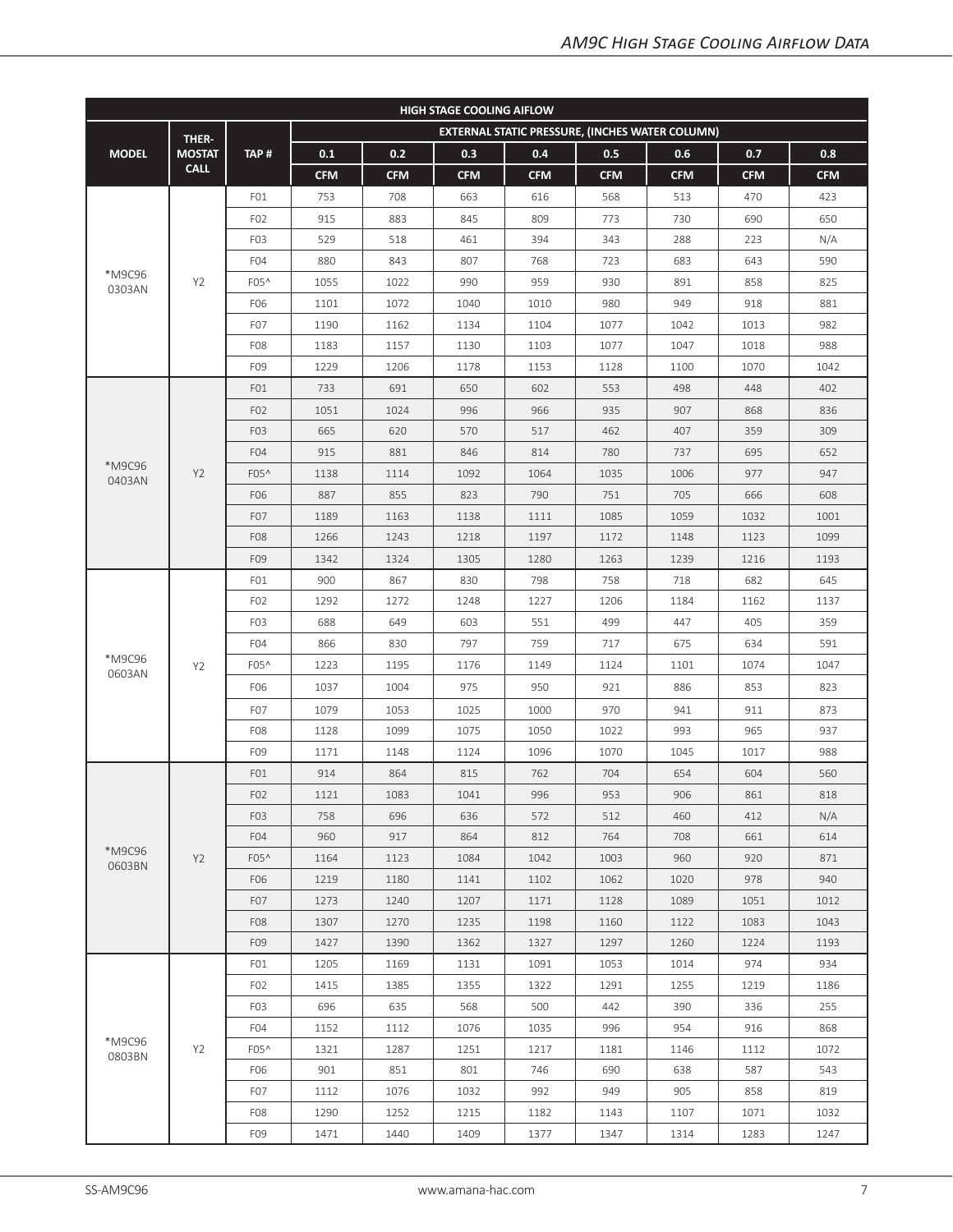# AM9C High Stage Cooling Airflow Data

| HIGH STAGE COOLING AIFLOW | | | | | | | | | | |
|---|---|---|---|---|---|---|---|---|---|---|
| MODEL | THER-MOSTAT CALL | TAP # | EXTERNAL STATIC PRESSURE, (INCHES WATER COLUMN) | | | | | | | |
| | | | 0.1 | 0.2 | 0.3 | 0.4 | 0.5 | 0.6 | 0.7 | 0.8 |
| | | | CFM | CFM | CFM | CFM | CFM | CFM | CFM | CFM |
| *M9C96 0303AN | Y2 | F01 | 753 | 708 | 663 | 616 | 568 | 513 | 470 | 423 |
| | | F02 | 915 | 883 | 845 | 809 | 773 | 730 | 690 | 650 |
| | | F03 | 529 | 518 | 461 | 394 | 343 | 288 | 223 | N/A |
| | | F04 | 880 | 843 | 807 | 768 | 723 | 683 | 643 | 590 |
| | | F05^ | 1055 | 1022 | 990 | 959 | 930 | 891 | 858 | 825 |
| | | F06 | 1101 | 1072 | 1040 | 1010 | 980 | 949 | 918 | 881 |
| | | F07 | 1190 | 1162 | 1134 | 1104 | 1077 | 1042 | 1013 | 982 |
| | | F08 | 1183 | 1157 | 1130 | 1103 | 1077 | 1047 | 1018 | 988 |
| | | F09 | 1229 | 1206 | 1178 | 1153 | 1128 | 1100 | 1070 | 1042 |
| *M9C96 0403AN | Y2 | F01 | 733 | 691 | 650 | 602 | 553 | 498 | 448 | 402 |
| | | F02 | 1051 | 1024 | 996 | 966 | 935 | 907 | 868 | 836 |
| | | F03 | 665 | 620 | 570 | 517 | 462 | 407 | 359 | 309 |
| | | F04 | 915 | 881 | 846 | 814 | 780 | 737 | 695 | 652 |
| | | F05^ | 1138 | 1114 | 1092 | 1064 | 1035 | 1006 | 977 | 947 |
| | | F06 | 887 | 855 | 823 | 790 | 751 | 705 | 666 | 608 |
| | | F07 | 1189 | 1163 | 1138 | 1111 | 1085 | 1059 | 1032 | 1001 |
| | | F08 | 1266 | 1243 | 1218 | 1197 | 1172 | 1148 | 1123 | 1099 |
| | | F09 | 1342 | 1324 | 1305 | 1280 | 1263 | 1239 | 1216 | 1193 |
| *M9C96 0603AN | Y2 | F01 | 900 | 867 | 830 | 798 | 758 | 718 | 682 | 645 |
| | | F02 | 1292 | 1272 | 1248 | 1227 | 1206 | 1184 | 1162 | 1137 |
| | | F03 | 688 | 649 | 603 | 551 | 499 | 447 | 405 | 359 |
| | | F04 | 866 | 830 | 797 | 759 | 717 | 675 | 634 | 591 |
| | | F05^ | 1223 | 1195 | 1176 | 1149 | 1124 | 1101 | 1074 | 1047 |
| | | F06 | 1037 | 1004 | 975 | 950 | 921 | 886 | 853 | 823 |
| | | F07 | 1079 | 1053 | 1025 | 1000 | 970 | 941 | 911 | 873 |
| | | F08 | 1128 | 1099 | 1075 | 1050 | 1022 | 993 | 965 | 937 |
| | | F09 | 1171 | 1148 | 1124 | 1096 | 1070 | 1045 | 1017 | 988 |
| *M9C96 0603BN | Y2 | F01 | 914 | 864 | 815 | 762 | 704 | 654 | 604 | 560 |
| | | F02 | 1121 | 1083 | 1041 | 996 | 953 | 906 | 861 | 818 |
| | | F03 | 758 | 696 | 636 | 572 | 512 | 460 | 412 | N/A |
| | | F04 | 960 | 917 | 864 | 812 | 764 | 708 | 661 | 614 |
| | | F05^ | 1164 | 1123 | 1084 | 1042 | 1003 | 960 | 920 | 871 |
| | | F06 | 1219 | 1180 | 1141 | 1102 | 1062 | 1020 | 978 | 940 |
| | | F07 | 1273 | 1240 | 1207 | 1171 | 1128 | 1089 | 1051 | 1012 |
| | | F08 | 1307 | 1270 | 1235 | 1198 | 1160 | 1122 | 1083 | 1043 |
| | | F09 | 1427 | 1390 | 1362 | 1327 | 1297 | 1260 | 1224 | 1193 |
| *M9C96 0803BN | Y2 | F01 | 1205 | 1169 | 1131 | 1091 | 1053 | 1014 | 974 | 934 |
| | | F02 | 1415 | 1385 | 1355 | 1322 | 1291 | 1255 | 1219 | 1186 |
| | | F03 | 696 | 635 | 568 | 500 | 442 | 390 | 336 | 255 |
| | | F04 | 1152 | 1112 | 1076 | 1035 | 996 | 954 | 916 | 868 |
| | | F05^ | 1321 | 1287 | 1251 | 1217 | 1181 | 1146 | 1112 | 1072 |
| | | F06 | 901 | 851 | 801 | 746 | 690 | 638 | 587 | 543 |
| | | F07 | 1112 | 1076 | 1032 | 992 | 949 | 905 | 858 | 819 |
| | | F08 | 1290 | 1252 | 1215 | 1182 | 1143 | 1107 | 1071 | 1032 |
| | | F09 | 1471 | 1440 | 1409 | 1377 | 1347 | 1314 | 1283 | 1247 |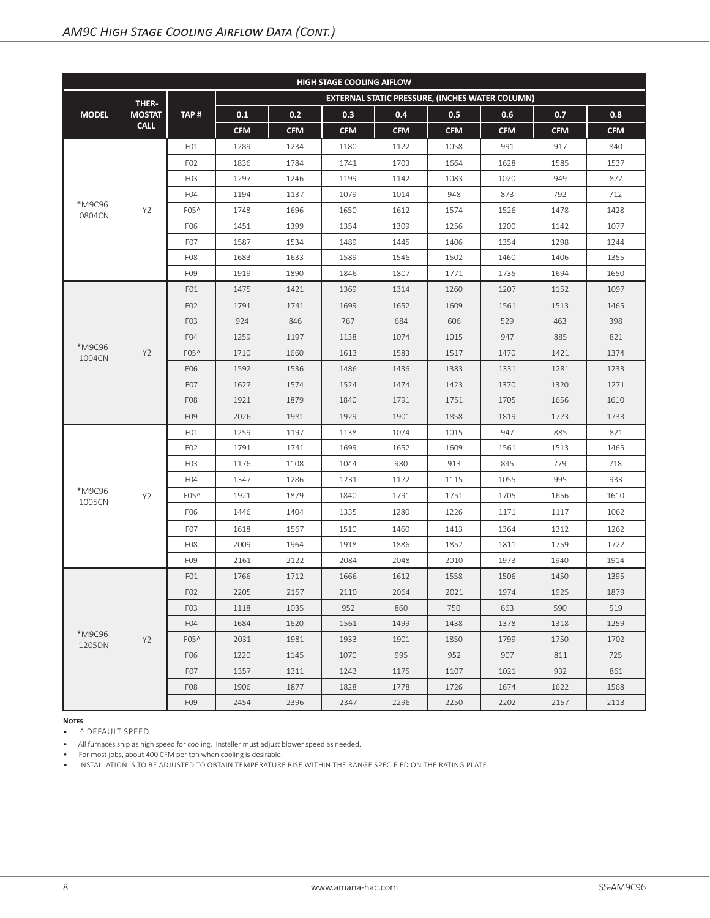## AM9C High Stage Cooling Airflow Data (Cont.)

| HIGH STAGE COOLING AIFLOW | | | | | | | | | | |
|---|---|---|---|---|---|---|---|---|---|---|
| MODEL | THER-MOSTAT CALL | TAP # | EXTERNAL STATIC PRESSURE, (INCHES WATER COLUMN) | | | | | | | |
| | | | 0.1 | 0.2 | 0.3 | 0.4 | 0.5 | 0.6 | 0.7 | 0.8 |
| | | | CFM | CFM | CFM | CFM | CFM | CFM | CFM | CFM |
| *M9C96 0804CN | Y2 | F01 | 1289 | 1234 | 1180 | 1122 | 1058 | 991 | 917 | 840 |
| | | F02 | 1836 | 1784 | 1741 | 1703 | 1664 | 1628 | 1585 | 1537 |
| | | F03 | 1297 | 1246 | 1199 | 1142 | 1083 | 1020 | 949 | 872 |
| | | F04 | 1194 | 1137 | 1079 | 1014 | 948 | 873 | 792 | 712 |
| | | F05^ | 1748 | 1696 | 1650 | 1612 | 1574 | 1526 | 1478 | 1428 |
| | | F06 | 1451 | 1399 | 1354 | 1309 | 1256 | 1200 | 1142 | 1077 |
| | | F07 | 1587 | 1534 | 1489 | 1445 | 1406 | 1354 | 1298 | 1244 |
| | | F08 | 1683 | 1633 | 1589 | 1546 | 1502 | 1460 | 1406 | 1355 |
| | | F09 | 1919 | 1890 | 1846 | 1807 | 1771 | 1735 | 1694 | 1650 |
| *M9C96 1004CN | Y2 | F01 | 1475 | 1421 | 1369 | 1314 | 1260 | 1207 | 1152 | 1097 |
| | | F02 | 1791 | 1741 | 1699 | 1652 | 1609 | 1561 | 1513 | 1465 |
| | | F03 | 924 | 846 | 767 | 684 | 606 | 529 | 463 | 398 |
| | | F04 | 1259 | 1197 | 1138 | 1074 | 1015 | 947 | 885 | 821 |
| | | F05^ | 1710 | 1660 | 1613 | 1583 | 1517 | 1470 | 1421 | 1374 |
| | | F06 | 1592 | 1536 | 1486 | 1436 | 1383 | 1331 | 1281 | 1233 |
| | | F07 | 1627 | 1574 | 1524 | 1474 | 1423 | 1370 | 1320 | 1271 |
| | | F08 | 1921 | 1879 | 1840 | 1791 | 1751 | 1705 | 1656 | 1610 |
| | | F09 | 2026 | 1981 | 1929 | 1901 | 1858 | 1819 | 1773 | 1733 |
| *M9C96 1005CN | Y2 | F01 | 1259 | 1197 | 1138 | 1074 | 1015 | 947 | 885 | 821 |
| | | F02 | 1791 | 1741 | 1699 | 1652 | 1609 | 1561 | 1513 | 1465 |
| | | F03 | 1176 | 1108 | 1044 | 980 | 913 | 845 | 779 | 718 |
| | | F04 | 1347 | 1286 | 1231 | 1172 | 1115 | 1055 | 995 | 933 |
| | | F05^ | 1921 | 1879 | 1840 | 1791 | 1751 | 1705 | 1656 | 1610 |
| | | F06 | 1446 | 1404 | 1335 | 1280 | 1226 | 1171 | 1117 | 1062 |
| | | F07 | 1618 | 1567 | 1510 | 1460 | 1413 | 1364 | 1312 | 1262 |
| | | F08 | 2009 | 1964 | 1918 | 1886 | 1852 | 1811 | 1759 | 1722 |
| | | F09 | 2161 | 2122 | 2084 | 2048 | 2010 | 1973 | 1940 | 1914 |
| *M9C96 1205DN | Y2 | F01 | 1766 | 1712 | 1666 | 1612 | 1558 | 1506 | 1450 | 1395 |
| | | F02 | 2205 | 2157 | 2110 | 2064 | 2021 | 1974 | 1925 | 1879 |
| | | F03 | 1118 | 1035 | 952 | 860 | 750 | 663 | 590 | 519 |
| | | F04 | 1684 | 1620 | 1561 | 1499 | 1438 | 1378 | 1318 | 1259 |
| | | F05^ | 2031 | 1981 | 1933 | 1901 | 1850 | 1799 | 1750 | 1702 |
| | | F06 | 1220 | 1145 | 1070 | 995 | 952 | 907 | 811 | 725 |
| | | F07 | 1357 | 1311 | 1243 | 1175 | 1107 | 1021 | 932 | 861 |
| | | F08 | 1906 | 1877 | 1828 | 1778 | 1726 | 1674 | 1622 | 1568 |
| | | F09 | 2454 | 2396 | 2347 | 2296 | 2250 | 2202 | 2157 | 2113 |

**Notes**

- ^ DEFAULT SPEED
- All furnaces ship as high speed for cooling. Installer must adjust blower speed as needed.
- For most jobs, about 400 CFM per ton when cooling is desirable.
- INSTALLATION IS TO BE ADJUSTED TO OBTAIN TEMPERATURE RISE WITHIN THE RANGE SPECIFIED ON THE RATING PLATE.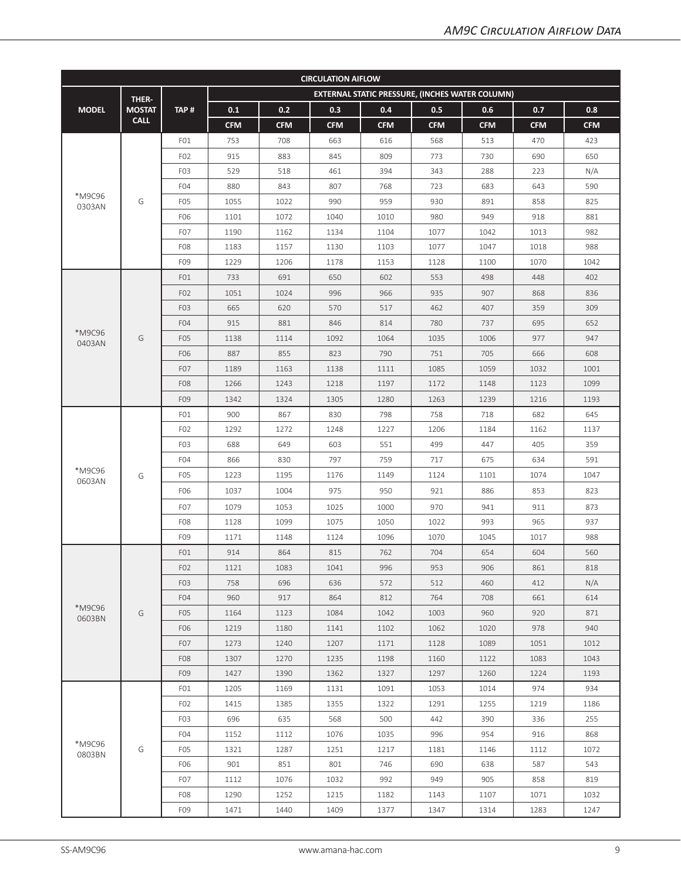| CIRCULATION AIFLOW | | | | | | | | | | |
|---|---|---|---|---|---|---|---|---|---|---|
| MODEL | THER-MOSTAT CALL | TAP # | EXTERNAL STATIC PRESSURE, (INCHES WATER COLUMN) | | | | | | | |
| | | | 0.1 | 0.2 | 0.3 | 0.4 | 0.5 | 0.6 | 0.7 | 0.8 |
| | | | CFM | CFM | CFM | CFM | CFM | CFM | CFM | CFM |
| *M9C96 0303AN | G | F01 | 753 | 708 | 663 | 616 | 568 | 513 | 470 | 423 |
| | | F02 | 915 | 883 | 845 | 809 | 773 | 730 | 690 | 650 |
| | | F03 | 529 | 518 | 461 | 394 | 343 | 288 | 223 | N/A |
| | | F04 | 880 | 843 | 807 | 768 | 723 | 683 | 643 | 590 |
| | | F05 | 1055 | 1022 | 990 | 959 | 930 | 891 | 858 | 825 |
| | | F06 | 1101 | 1072 | 1040 | 1010 | 980 | 949 | 918 | 881 |
| | | F07 | 1190 | 1162 | 1134 | 1104 | 1077 | 1042 | 1013 | 982 |
| | | F08 | 1183 | 1157 | 1130 | 1103 | 1077 | 1047 | 1018 | 988 |
| | | F09 | 1229 | 1206 | 1178 | 1153 | 1128 | 1100 | 1070 | 1042 |
| *M9C96 0403AN | G | F01 | 733 | 691 | 650 | 602 | 553 | 498 | 448 | 402 |
| | | F02 | 1051 | 1024 | 996 | 966 | 935 | 907 | 868 | 836 |
| | | F03 | 665 | 620 | 570 | 517 | 462 | 407 | 359 | 309 |
| | | F04 | 915 | 881 | 846 | 814 | 780 | 737 | 695 | 652 |
| | | F05 | 1138 | 1114 | 1092 | 1064 | 1035 | 1006 | 977 | 947 |
| | | F06 | 887 | 855 | 823 | 790 | 751 | 705 | 666 | 608 |
| | | F07 | 1189 | 1163 | 1138 | 1111 | 1085 | 1059 | 1032 | 1001 |
| | | F08 | 1266 | 1243 | 1218 | 1197 | 1172 | 1148 | 1123 | 1099 |
| | | F09 | 1342 | 1324 | 1305 | 1280 | 1263 | 1239 | 1216 | 1193 |
| *M9C96 0603AN | G | F01 | 900 | 867 | 830 | 798 | 758 | 718 | 682 | 645 |
| | | F02 | 1292 | 1272 | 1248 | 1227 | 1206 | 1184 | 1162 | 1137 |
| | | F03 | 688 | 649 | 603 | 551 | 499 | 447 | 405 | 359 |
| | | F04 | 866 | 830 | 797 | 759 | 717 | 675 | 634 | 591 |
| | | F05 | 1223 | 1195 | 1176 | 1149 | 1124 | 1101 | 1074 | 1047 |
| | | F06 | 1037 | 1004 | 975 | 950 | 921 | 886 | 853 | 823 |
| | | F07 | 1079 | 1053 | 1025 | 1000 | 970 | 941 | 911 | 873 |
| | | F08 | 1128 | 1099 | 1075 | 1050 | 1022 | 993 | 965 | 937 |
| | | F09 | 1171 | 1148 | 1124 | 1096 | 1070 | 1045 | 1017 | 988 |
| *M9C96 0603BN | G | F01 | 914 | 864 | 815 | 762 | 704 | 654 | 604 | 560 |
| | | F02 | 1121 | 1083 | 1041 | 996 | 953 | 906 | 861 | 818 |
| | | F03 | 758 | 696 | 636 | 572 | 512 | 460 | 412 | N/A |
| | | F04 | 960 | 917 | 864 | 812 | 764 | 708 | 661 | 614 |
| | | F05 | 1164 | 1123 | 1084 | 1042 | 1003 | 960 | 920 | 871 |
| | | F06 | 1219 | 1180 | 1141 | 1102 | 1062 | 1020 | 978 | 940 |
| | | F07 | 1273 | 1240 | 1207 | 1171 | 1128 | 1089 | 1051 | 1012 |
| | | F08 | 1307 | 1270 | 1235 | 1198 | 1160 | 1122 | 1083 | 1043 |
| | | F09 | 1427 | 1390 | 1362 | 1327 | 1297 | 1260 | 1224 | 1193 |
| *M9C96 0803BN | G | F01 | 1205 | 1169 | 1131 | 1091 | 1053 | 1014 | 974 | 934 |
| | | F02 | 1415 | 1385 | 1355 | 1322 | 1291 | 1255 | 1219 | 1186 |
| | | F03 | 696 | 635 | 568 | 500 | 442 | 390 | 336 | 255 |
| | | F04 | 1152 | 1112 | 1076 | 1035 | 996 | 954 | 916 | 868 |
| | | F05 | 1321 | 1287 | 1251 | 1217 | 1181 | 1146 | 1112 | 1072 |
| | | F06 | 901 | 851 | 801 | 746 | 690 | 638 | 587 | 543 |
| | | F07 | 1112 | 1076 | 1032 | 992 | 949 | 905 | 858 | 819 |
| | | F08 | 1290 | 1252 | 1215 | 1182 | 1143 | 1107 | 1071 | 1032 |
| | | F09 | 1471 | 1440 | 1409 | 1377 | 1347 | 1314 | 1283 | 1247 |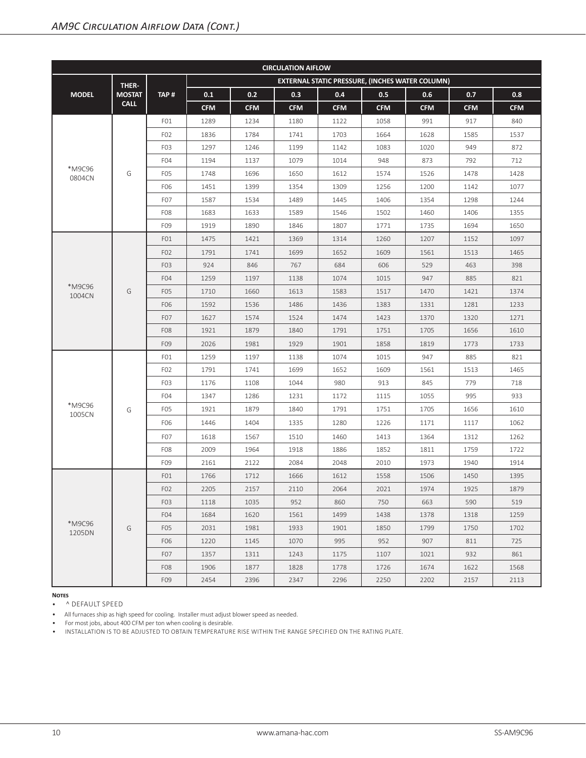## AM9C Circulation Airflow Data (Cont.)

| CIRCULATION AIFLOW | | | | | | | | | | |
|---|---|---|---|---|---|---|---|---|---|---|
| MODEL | THER-MOSTAT CALL | TAP # | EXTERNAL STATIC PRESSURE, (INCHES WATER COLUMN) | | | | | | | |
| | | | 0.1 | 0.2 | 0.3 | 0.4 | 0.5 | 0.6 | 0.7 | 0.8 |
| | | | CFM | CFM | CFM | CFM | CFM | CFM | CFM | CFM |
| *M9C96 0804CN | G | F01 | 1289 | 1234 | 1180 | 1122 | 1058 | 991 | 917 | 840 |
| | | F02 | 1836 | 1784 | 1741 | 1703 | 1664 | 1628 | 1585 | 1537 |
| | | F03 | 1297 | 1246 | 1199 | 1142 | 1083 | 1020 | 949 | 872 |
| | | F04 | 1194 | 1137 | 1079 | 1014 | 948 | 873 | 792 | 712 |
| | | F05 | 1748 | 1696 | 1650 | 1612 | 1574 | 1526 | 1478 | 1428 |
| | | F06 | 1451 | 1399 | 1354 | 1309 | 1256 | 1200 | 1142 | 1077 |
| | | F07 | 1587 | 1534 | 1489 | 1445 | 1406 | 1354 | 1298 | 1244 |
| | | F08 | 1683 | 1633 | 1589 | 1546 | 1502 | 1460 | 1406 | 1355 |
| | | F09 | 1919 | 1890 | 1846 | 1807 | 1771 | 1735 | 1694 | 1650 |
| *M9C96 1004CN | G | F01 | 1475 | 1421 | 1369 | 1314 | 1260 | 1207 | 1152 | 1097 |
| | | F02 | 1791 | 1741 | 1699 | 1652 | 1609 | 1561 | 1513 | 1465 |
| | | F03 | 924 | 846 | 767 | 684 | 606 | 529 | 463 | 398 |
| | | F04 | 1259 | 1197 | 1138 | 1074 | 1015 | 947 | 885 | 821 |
| | | F05 | 1710 | 1660 | 1613 | 1583 | 1517 | 1470 | 1421 | 1374 |
| | | F06 | 1592 | 1536 | 1486 | 1436 | 1383 | 1331 | 1281 | 1233 |
| | | F07 | 1627 | 1574 | 1524 | 1474 | 1423 | 1370 | 1320 | 1271 |
| | | F08 | 1921 | 1879 | 1840 | 1791 | 1751 | 1705 | 1656 | 1610 |
| | | F09 | 2026 | 1981 | 1929 | 1901 | 1858 | 1819 | 1773 | 1733 |
| *M9C96 1005CN | G | F01 | 1259 | 1197 | 1138 | 1074 | 1015 | 947 | 885 | 821 |
| | | F02 | 1791 | 1741 | 1699 | 1652 | 1609 | 1561 | 1513 | 1465 |
| | | F03 | 1176 | 1108 | 1044 | 980 | 913 | 845 | 779 | 718 |
| | | F04 | 1347 | 1286 | 1231 | 1172 | 1115 | 1055 | 995 | 933 |
| | | F05 | 1921 | 1879 | 1840 | 1791 | 1751 | 1705 | 1656 | 1610 |
| | | F06 | 1446 | 1404 | 1335 | 1280 | 1226 | 1171 | 1117 | 1062 |
| | | F07 | 1618 | 1567 | 1510 | 1460 | 1413 | 1364 | 1312 | 1262 |
| | | F08 | 2009 | 1964 | 1918 | 1886 | 1852 | 1811 | 1759 | 1722 |
| | | F09 | 2161 | 2122 | 2084 | 2048 | 2010 | 1973 | 1940 | 1914 |
| *M9C96 1205DN | G | F01 | 1766 | 1712 | 1666 | 1612 | 1558 | 1506 | 1450 | 1395 |
| | | F02 | 2205 | 2157 | 2110 | 2064 | 2021 | 1974 | 1925 | 1879 |
| | | F03 | 1118 | 1035 | 952 | 860 | 750 | 663 | 590 | 519 |
| | | F04 | 1684 | 1620 | 1561 | 1499 | 1438 | 1378 | 1318 | 1259 |
| | | F05 | 2031 | 1981 | 1933 | 1901 | 1850 | 1799 | 1750 | 1702 |
| | | F06 | 1220 | 1145 | 1070 | 995 | 952 | 907 | 811 | 725 |
| | | F07 | 1357 | 1311 | 1243 | 1175 | 1107 | 1021 | 932 | 861 |
| | | F08 | 1906 | 1877 | 1828 | 1778 | 1726 | 1674 | 1622 | 1568 |
| | | F09 | 2454 | 2396 | 2347 | 2296 | 2250 | 2202 | 2157 | 2113 |

**Notes**

- ^ DEFAULT SPEED
- All furnaces ship as high speed for cooling. Installer must adjust blower speed as needed.
- For most jobs, about 400 CFM per ton when cooling is desirable.
- INSTALLATION IS TO BE ADJUSTED TO OBTAIN TEMPERATURE RISE WITHIN THE RANGE SPECIFIED ON THE RATING PLATE.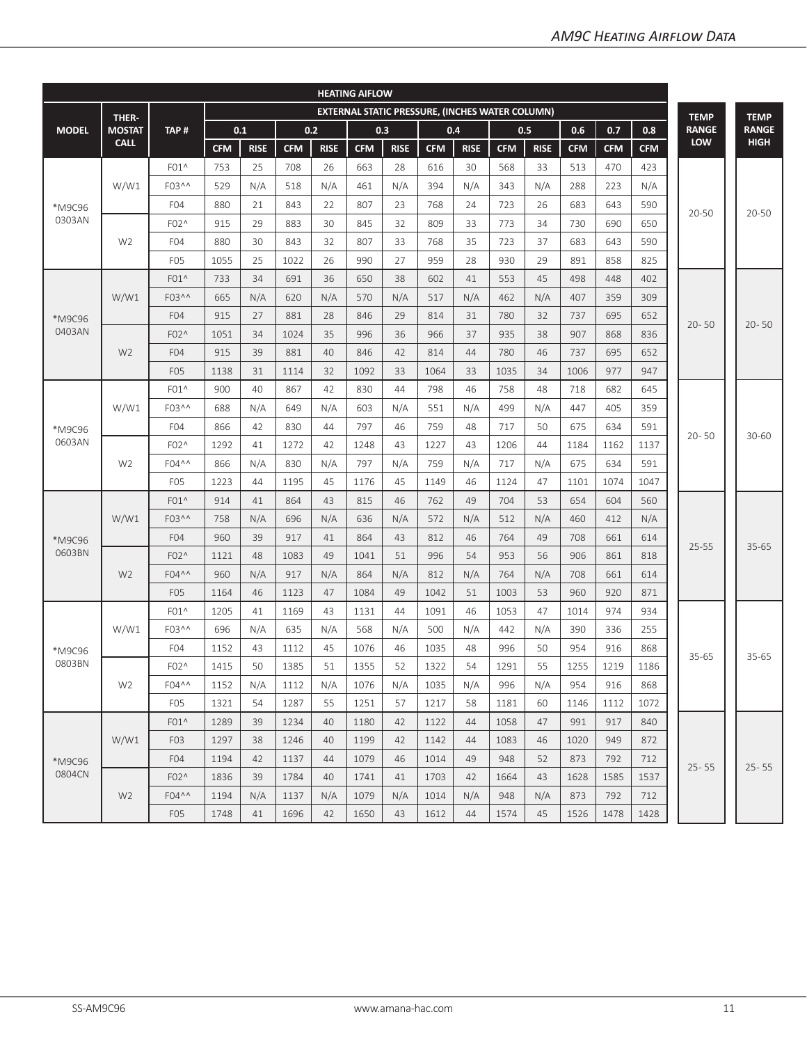## AM9C Heating Airflow Data

| HEATING AIFLOW | | | | | | | | | | | | | | | | | |
|---|---|---|---|---|---|---|---|---|---|---|---|---|---|---|---|---|---|
| MODEL | THER-MOSTAT CALL | TAP # | EXTERNAL STATIC PRESSURE, (INCHES WATER COLUMN) | | | | | | | | | | | | | TEMP RANGE LOW | TEMP RANGE HIGH |
| | | | 0.1 | | 0.2 | | 0.3 | | 0.4 | | 0.5 | | 0.6 | 0.7 | 0.8 | | |
| | | | CFM | RISE | CFM | RISE | CFM | RISE | CFM | RISE | CFM | RISE | CFM | CFM | CFM | | |
| *M9C96 0303AN | W/W1 | F01^ | 753 | 25 | 708 | 26 | 663 | 28 | 616 | 30 | 568 | 33 | 513 | 470 | 423 | 20-50 | 20-50 |
| | | F03^^ | 529 | N/A | 518 | N/A | 461 | N/A | 394 | N/A | 343 | N/A | 288 | 223 | N/A | | |
| | | F04 | 880 | 21 | 843 | 22 | 807 | 23 | 768 | 24 | 723 | 26 | 683 | 643 | 590 | | |
| | W2 | F02^ | 915 | 29 | 883 | 30 | 845 | 32 | 809 | 33 | 773 | 34 | 730 | 690 | 650 | | |
| | | F04 | 880 | 30 | 843 | 32 | 807 | 33 | 768 | 35 | 723 | 37 | 683 | 643 | 590 | | |
| | | F05 | 1055 | 25 | 1022 | 26 | 990 | 27 | 959 | 28 | 930 | 29 | 891 | 858 | 825 | | |
| *M9C96 0403AN | W/W1 | F01^ | 733 | 34 | 691 | 36 | 650 | 38 | 602 | 41 | 553 | 45 | 498 | 448 | 402 | 20- 50 | 20- 50 |
| | | F03^^ | 665 | N/A | 620 | N/A | 570 | N/A | 517 | N/A | 462 | N/A | 407 | 359 | 309 | | |
| | | F04 | 915 | 27 | 881 | 28 | 846 | 29 | 814 | 31 | 780 | 32 | 737 | 695 | 652 | | |
| | W2 | F02^ | 1051 | 34 | 1024 | 35 | 996 | 36 | 966 | 37 | 935 | 38 | 907 | 868 | 836 | | |
| | | F04 | 915 | 39 | 881 | 40 | 846 | 42 | 814 | 44 | 780 | 46 | 737 | 695 | 652 | | |
| | | F05 | 1138 | 31 | 1114 | 32 | 1092 | 33 | 1064 | 33 | 1035 | 34 | 1006 | 977 | 947 | | |
| *M9C96 0603AN | W/W1 | F01^ | 900 | 40 | 867 | 42 | 830 | 44 | 798 | 46 | 758 | 48 | 718 | 682 | 645 | 20- 50 | 30-60 |
| | | F03^^ | 688 | N/A | 649 | N/A | 603 | N/A | 551 | N/A | 499 | N/A | 447 | 405 | 359 | | |
| | | F04 | 866 | 42 | 830 | 44 | 797 | 46 | 759 | 48 | 717 | 50 | 675 | 634 | 591 | | |
| | W2 | F02^ | 1292 | 41 | 1272 | 42 | 1248 | 43 | 1227 | 43 | 1206 | 44 | 1184 | 1162 | 1137 | | |
| | | F04^^ | 866 | N/A | 830 | N/A | 797 | N/A | 759 | N/A | 717 | N/A | 675 | 634 | 591 | | |
| | | F05 | 1223 | 44 | 1195 | 45 | 1176 | 45 | 1149 | 46 | 1124 | 47 | 1101 | 1074 | 1047 | | |
| *M9C96 0603BN | W/W1 | F01^ | 914 | 41 | 864 | 43 | 815 | 46 | 762 | 49 | 704 | 53 | 654 | 604 | 560 | 25-55 | 35-65 |
| | | F03^^ | 758 | N/A | 696 | N/A | 636 | N/A | 572 | N/A | 512 | N/A | 460 | 412 | N/A | | |
| | | F04 | 960 | 39 | 917 | 41 | 864 | 43 | 812 | 46 | 764 | 49 | 708 | 661 | 614 | | |
| | W2 | F02^ | 1121 | 48 | 1083 | 49 | 1041 | 51 | 996 | 54 | 953 | 56 | 906 | 861 | 818 | | |
| | | F04^^ | 960 | N/A | 917 | N/A | 864 | N/A | 812 | N/A | 764 | N/A | 708 | 661 | 614 | | |
| | | F05 | 1164 | 46 | 1123 | 47 | 1084 | 49 | 1042 | 51 | 1003 | 53 | 960 | 920 | 871 | | |
| *M9C96 0803BN | W/W1 | F01^ | 1205 | 41 | 1169 | 43 | 1131 | 44 | 1091 | 46 | 1053 | 47 | 1014 | 974 | 934 | 35-65 | 35-65 |
| | | F03^^ | 696 | N/A | 635 | N/A | 568 | N/A | 500 | N/A | 442 | N/A | 390 | 336 | 255 | | |
| | | F04 | 1152 | 43 | 1112 | 45 | 1076 | 46 | 1035 | 48 | 996 | 50 | 954 | 916 | 868 | | |
| | W2 | F02^ | 1415 | 50 | 1385 | 51 | 1355 | 52 | 1322 | 54 | 1291 | 55 | 1255 | 1219 | 1186 | | |
| | | F04^^ | 1152 | N/A | 1112 | N/A | 1076 | N/A | 1035 | N/A | 996 | N/A | 954 | 916 | 868 | | |
| | | F05 | 1321 | 54 | 1287 | 55 | 1251 | 57 | 1217 | 58 | 1181 | 60 | 1146 | 1112 | 1072 | | |
| *M9C96 0804CN | W/W1 | F01^ | 1289 | 39 | 1234 | 40 | 1180 | 42 | 1122 | 44 | 1058 | 47 | 991 | 917 | 840 | 25- 55 | 25- 55 |
| | | F03 | 1297 | 38 | 1246 | 40 | 1199 | 42 | 1142 | 44 | 1083 | 46 | 1020 | 949 | 872 | | |
| | | F04 | 1194 | 42 | 1137 | 44 | 1079 | 46 | 1014 | 49 | 948 | 52 | 873 | 792 | 712 | | |
| | W2 | F02^ | 1836 | 39 | 1784 | 40 | 1741 | 41 | 1703 | 42 | 1664 | 43 | 1628 | 1585 | 1537 | | |
| | | F04^^ | 1194 | N/A | 1137 | N/A | 1079 | N/A | 1014 | N/A | 948 | N/A | 873 | 792 | 712 | | |
| | | F05 | 1748 | 41 | 1696 | 42 | 1650 | 43 | 1612 | 44 | 1574 | 45 | 1526 | 1478 | 1428 | | |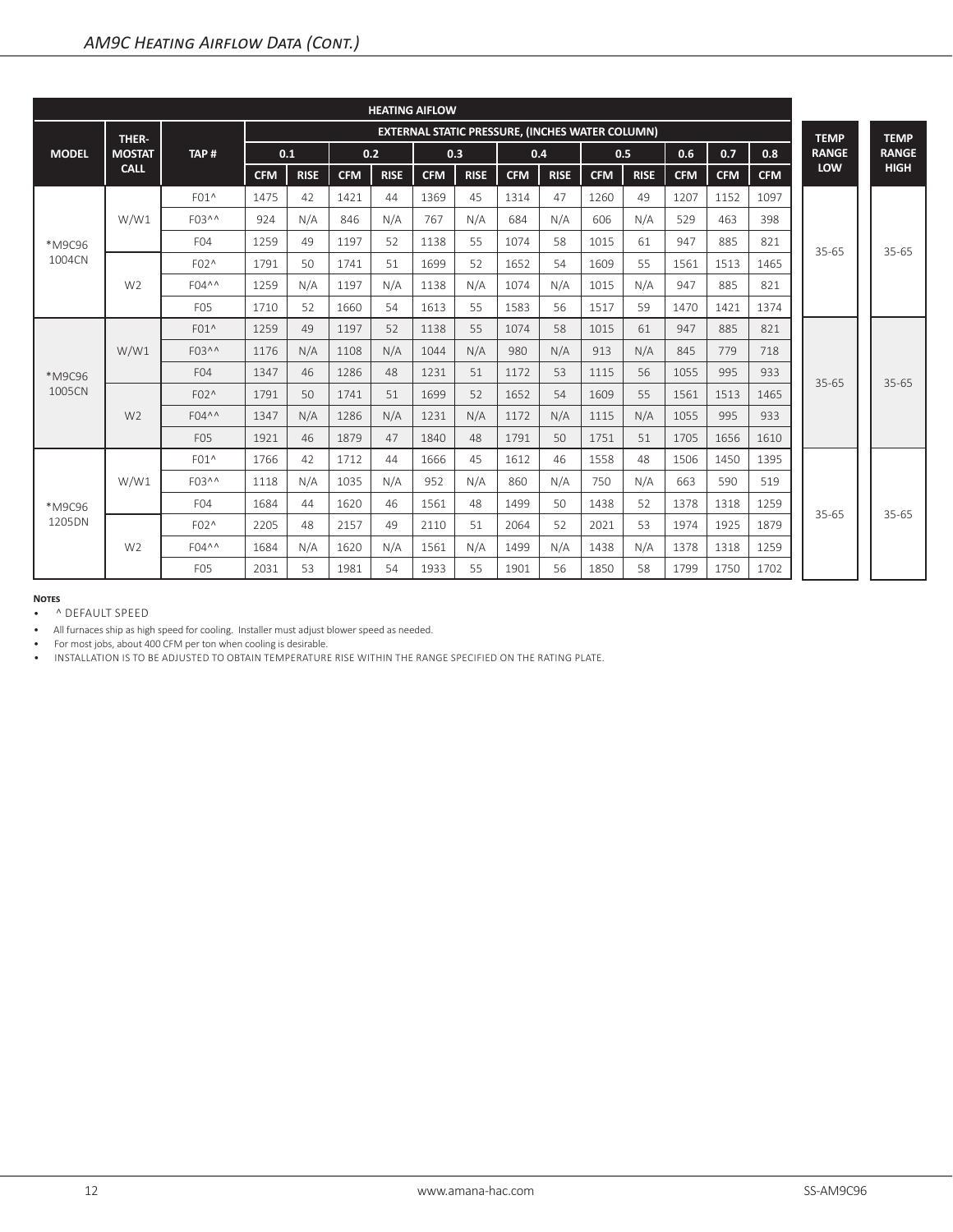## AM9C Heating Airflow Data (Cont.)

| HEATING AIFLOW | | | | | | | | | | | | | | | | | | |
|---|---|---|---|---|---|---|---|---|---|---|---|---|---|---|---|---|---|---|
| MODEL | THER-MOSTAT CALL | TAP # | EXTERNAL STATIC PRESSURE, (INCHES WATER COLUMN) | | | | | | | | | | | | | | TEMP RANGE LOW | TEMP RANGE HIGH |
| | | | 0.1 | | 0.2 | | 0.3 | | 0.4 | | 0.5 | | 0.6 | 0.7 | 0.8 | | | |
| | | | CFM | RISE | CFM | RISE | CFM | RISE | CFM | RISE | CFM | RISE | CFM | CFM | CFM | | | |
| *M9C96 1004CN | W/W1 | F01^ | 1475 | 42 | 1421 | 44 | 1369 | 45 | 1314 | 47 | 1260 | 49 | 1207 | 1152 | 1097 | | 35-65 | 35-65 |
| | | F03^^ | 924 | N/A | 846 | N/A | 767 | N/A | 684 | N/A | 606 | N/A | 529 | 463 | 398 | | | |
| | | F04 | 1259 | 49 | 1197 | 52 | 1138 | 55 | 1074 | 58 | 1015 | 61 | 947 | 885 | 821 | | | |
| | W2 | F02^ | 1791 | 50 | 1741 | 51 | 1699 | 52 | 1652 | 54 | 1609 | 55 | 1561 | 1513 | 1465 | | | |
| | | F04^^ | 1259 | N/A | 1197 | N/A | 1138 | N/A | 1074 | N/A | 1015 | N/A | 947 | 885 | 821 | | | |
| | | F05 | 1710 | 52 | 1660 | 54 | 1613 | 55 | 1583 | 56 | 1517 | 59 | 1470 | 1421 | 1374 | | | |
| *M9C96 1005CN | W/W1 | F01^ | 1259 | 49 | 1197 | 52 | 1138 | 55 | 1074 | 58 | 1015 | 61 | 947 | 885 | 821 | | 35-65 | 35-65 |
| | | F03^^ | 1176 | N/A | 1108 | N/A | 1044 | N/A | 980 | N/A | 913 | N/A | 845 | 779 | 718 | | | |
| | | F04 | 1347 | 46 | 1286 | 48 | 1231 | 51 | 1172 | 53 | 1115 | 56 | 1055 | 995 | 933 | | | |
| | W2 | F02^ | 1791 | 50 | 1741 | 51 | 1699 | 52 | 1652 | 54 | 1609 | 55 | 1561 | 1513 | 1465 | | | |
| | | F04^^ | 1347 | N/A | 1286 | N/A | 1231 | N/A | 1172 | N/A | 1115 | N/A | 1055 | 995 | 933 | | | |
| | | F05 | 1921 | 46 | 1879 | 47 | 1840 | 48 | 1791 | 50 | 1751 | 51 | 1705 | 1656 | 1610 | | | |
| *M9C96 1205DN | W/W1 | F01^ | 1766 | 42 | 1712 | 44 | 1666 | 45 | 1612 | 46 | 1558 | 48 | 1506 | 1450 | 1395 | | 35-65 | 35-65 |
| | | F03^^ | 1118 | N/A | 1035 | N/A | 952 | N/A | 860 | N/A | 750 | N/A | 663 | 590 | 519 | | | |
| | | F04 | 1684 | 44 | 1620 | 46 | 1561 | 48 | 1499 | 50 | 1438 | 52 | 1378 | 1318 | 1259 | | | |
| | W2 | F02^ | 2205 | 48 | 2157 | 49 | 2110 | 51 | 2064 | 52 | 2021 | 53 | 1974 | 1925 | 1879 | | | |
| | | F04^^ | 1684 | N/A | 1620 | N/A | 1561 | N/A | 1499 | N/A | 1438 | N/A | 1378 | 1318 | 1259 | | | |
| | | F05 | 2031 | 53 | 1981 | 54 | 1933 | 55 | 1901 | 56 | 1850 | 58 | 1799 | 1750 | 1702 | | | |

**Notes**

- ^ DEFAULT SPEED
- All furnaces ship as high speed for cooling. Installer must adjust blower speed as needed.
- For most jobs, about 400 CFM per ton when cooling is desirable.
- INSTALLATION IS TO BE ADJUSTED TO OBTAIN TEMPERATURE RISE WITHIN THE RANGE SPECIFIED ON THE RATING PLATE.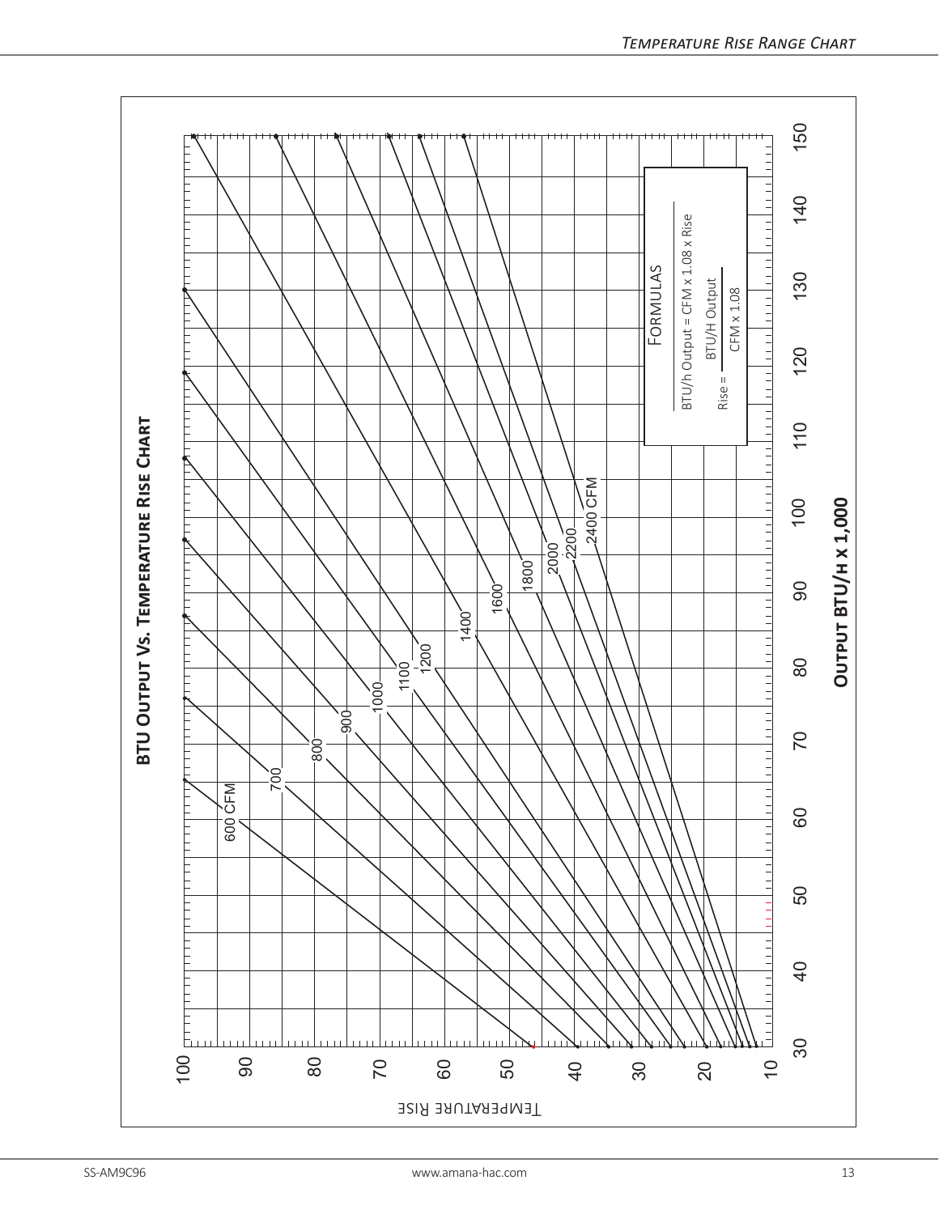## BTU Output Vs. Temperature Rise Chart

**Formulas**

BTU/h Output = CFM x 1.08 x Rise

$$\text{Rise} = \frac{\text{BTU/H Output}}{\text{CFM x 1.08}}$$

Lines plotted: 600 CFM, 700, 800, 900, 1000, 1100, 1200, 1400, 1600, 1800, 2000, 2200, 2400 CFM

Y-axis: Temperature Rise (10–100)

X-axis: **Output BTU/h x 1,000** (30–150)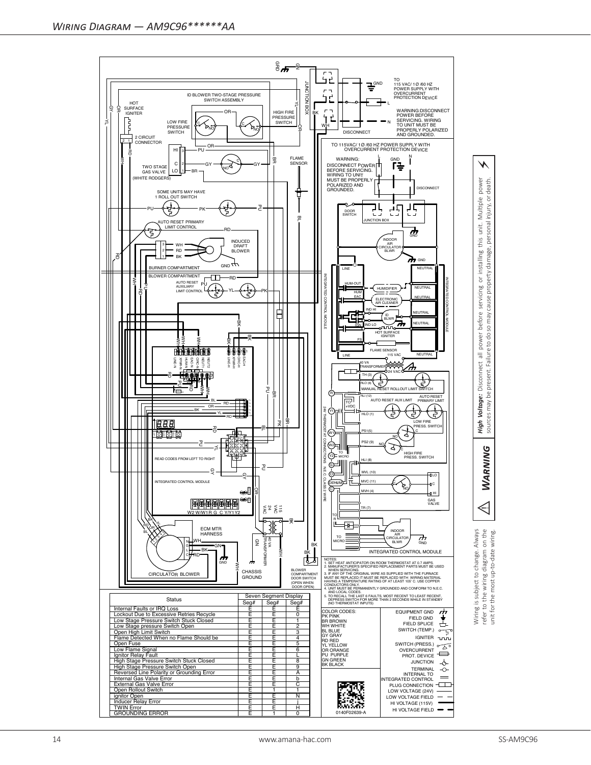# *Wiring Diagram — AM9C96******AA*

NOTES:
1. SET HEAT ANTICIPATOR ON ROOM THERMOSTAT AT 0.7 AMPS.
2. MANUFACTURER'S SPECIFIED REPLACEMENT PARTS MUST BE USED WHEN SERVICING.
3. IF ANY OF THE ORIGINAL WIRE AS SUPPLIED WITH THE FURNACE MUST BE REPLACED IT MUST BE REPLACED WITH WIRING MATERIAL HAVING A TEMPERATURE RATING OF AT LEAST 105° C. USE COPPER CONDUCTORS ONLY.
4. UNIT MUST BE PERMANENTLY GROUNDED AND CONFORM TO N.E.C. AND LOCAL CODES.
5. TO RECALL THE LAST 6 FAULTS, MOST RECENT TO LEAST RECENT, DEPRESS SWITCH FOR MORE THAN 2 SECONDS WHILE IN STANDBY (NO THERMOSTAT INPUTS)

| Status | Seven Segment Display | | |
|---|---|---|---|
| | Seg# | Seg# | Seg# |
| Internal Faults or IRQ Loss | E | E | E |
| Lockout Due to Excessive Retries Recycle | E | E | 0 |
| Low Stage Pressure Switch Stuck Closed | E | E | 1 |
| Low Stage pressure Switch Open | E | E | 2 |
| Open High Limit Switch | E | E | 3 |
| Flame Detected When no Flame Should be | E | E | 4 |
| Open Fuse | E | E | 5 |
| Low Flame Signal | E | E | 6 |
| Ignitor Relay Fault | E | E | L |
| High Stage Pressure Switch Stuck Closed | E | E | 8 |
| High Stage Pressure Switch Open | E | E | 9 |
| Reversed Line Polarity or Grounding Error | E | E | A |
| Internal Gas Valve Error | E | E | b |
| External Gas Valve Error | E | E | C |
| Open Rollout Switch | E | 1 | 1 |
| ignitor Open | E | E | N |
| Inducer Relay Error | E | E | J |
| TWIN Error | E | E | H |
| GROUNDING ERROR | E | 1 | 0 |

COLOR CODES:
PK PINK
BR BROWN
WH WHITE
BL BLUE
GY GRAY
RD RED
YL YELLOW
OR ORANGE
PU PURPLE
GN GREEN
BK BLACK

EQUIPMENT GND · FIELD GND · FIELD SPLICE · SWITCH (TEMP.) · IGNITER · SWITCH (PRESS.) · OVERCURRENT PROT. DEVICE · JUNCTION · TERMINAL · INTERNAL TO INTEGRATED CONTROL · PLUG CONNECTION · LOW VOLTAGE (24V) · LOW VOLTAGE FIELD · HI VOLTAGE (115V) · HI VOLTAGE FIELD

0140F02639-A

***WARNING*** — ***High Voltage:*** Disconnect all power before servicing or installing this unit. Multiple power sources may be present. Failure to do so may cause property damage, personal injury, or death.

Wiring is subject to change. Always refer to the wiring diagram on the unit for the most up-to-date wiring.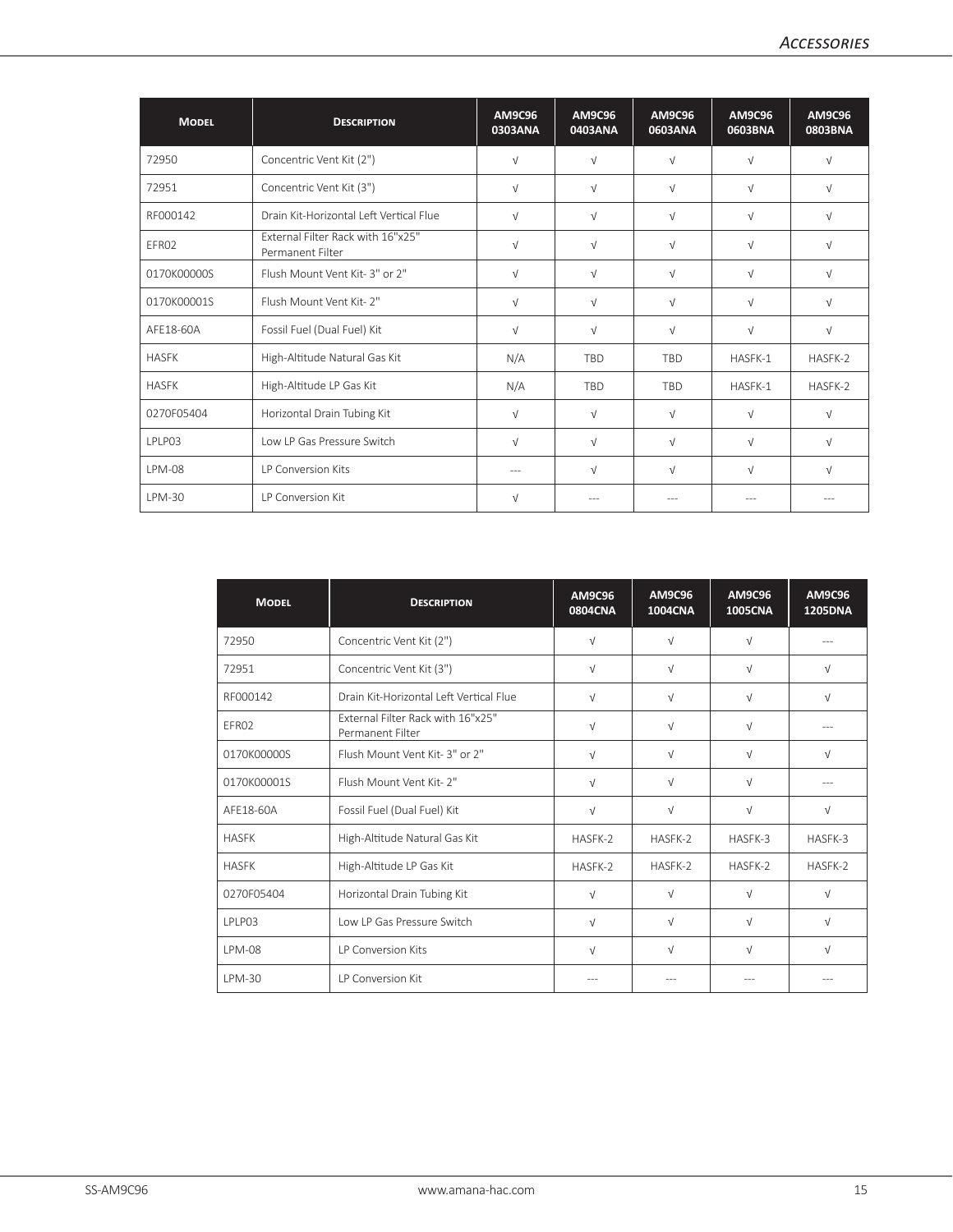| Model | Description | AM9C96 0303ANA | AM9C96 0403ANA | AM9C96 0603ANA | AM9C96 0603BNA | AM9C96 0803BNA |
|---|---|---|---|---|---|---|
| 72950 | Concentric Vent Kit (2") | √ | √ | √ | √ | √ |
| 72951 | Concentric Vent Kit (3") | √ | √ | √ | √ | √ |
| RF000142 | Drain Kit-Horizontal Left Vertical Flue | √ | √ | √ | √ | √ |
| EFR02 | External Filter Rack with 16"x25" Permanent Filter | √ | √ | √ | √ | √ |
| 0170K00000S | Flush Mount Vent Kit- 3" or 2" | √ | √ | √ | √ | √ |
| 0170K00001S | Flush Mount Vent Kit- 2" | √ | √ | √ | √ | √ |
| AFE18-60A | Fossil Fuel (Dual Fuel) Kit | √ | √ | √ | √ | √ |
| HASFK | High-Altitude Natural Gas Kit | N/A | TBD | TBD | HASFK-1 | HASFK-2 |
| HASFK | High-Altitude LP Gas Kit | N/A | TBD | TBD | HASFK-1 | HASFK-2 |
| 0270F05404 | Horizontal Drain Tubing Kit | √ | √ | √ | √ | √ |
| LPLP03 | Low LP Gas Pressure Switch | √ | √ | √ | √ | √ |
| LPM-08 | LP Conversion Kits | --- | √ | √ | √ | √ |
| LPM-30 | LP Conversion Kit | √ | --- | --- | --- | --- |

| Model | Description | AM9C96 0804CNA | AM9C96 1004CNA | AM9C96 1005CNA | AM9C96 1205DNA |
|---|---|---|---|---|---|
| 72950 | Concentric Vent Kit (2") | √ | √ | √ | --- |
| 72951 | Concentric Vent Kit (3") | √ | √ | √ | √ |
| RF000142 | Drain Kit-Horizontal Left Vertical Flue | √ | √ | √ | √ |
| EFR02 | External Filter Rack with 16"x25" Permanent Filter | √ | √ | √ | --- |
| 0170K00000S | Flush Mount Vent Kit- 3" or 2" | √ | √ | √ | √ |
| 0170K00001S | Flush Mount Vent Kit- 2" | √ | √ | √ | --- |
| AFE18-60A | Fossil Fuel (Dual Fuel) Kit | √ | √ | √ | √ |
| HASFK | High-Altitude Natural Gas Kit | HASFK-2 | HASFK-2 | HASFK-3 | HASFK-3 |
| HASFK | High-Altitude LP Gas Kit | HASFK-2 | HASFK-2 | HASFK-2 | HASFK-2 |
| 0270F05404 | Horizontal Drain Tubing Kit | √ | √ | √ | √ |
| LPLP03 | Low LP Gas Pressure Switch | √ | √ | √ | √ |
| LPM-08 | LP Conversion Kits | √ | √ | √ | √ |
| LPM-30 | LP Conversion Kit | --- | --- | --- | --- |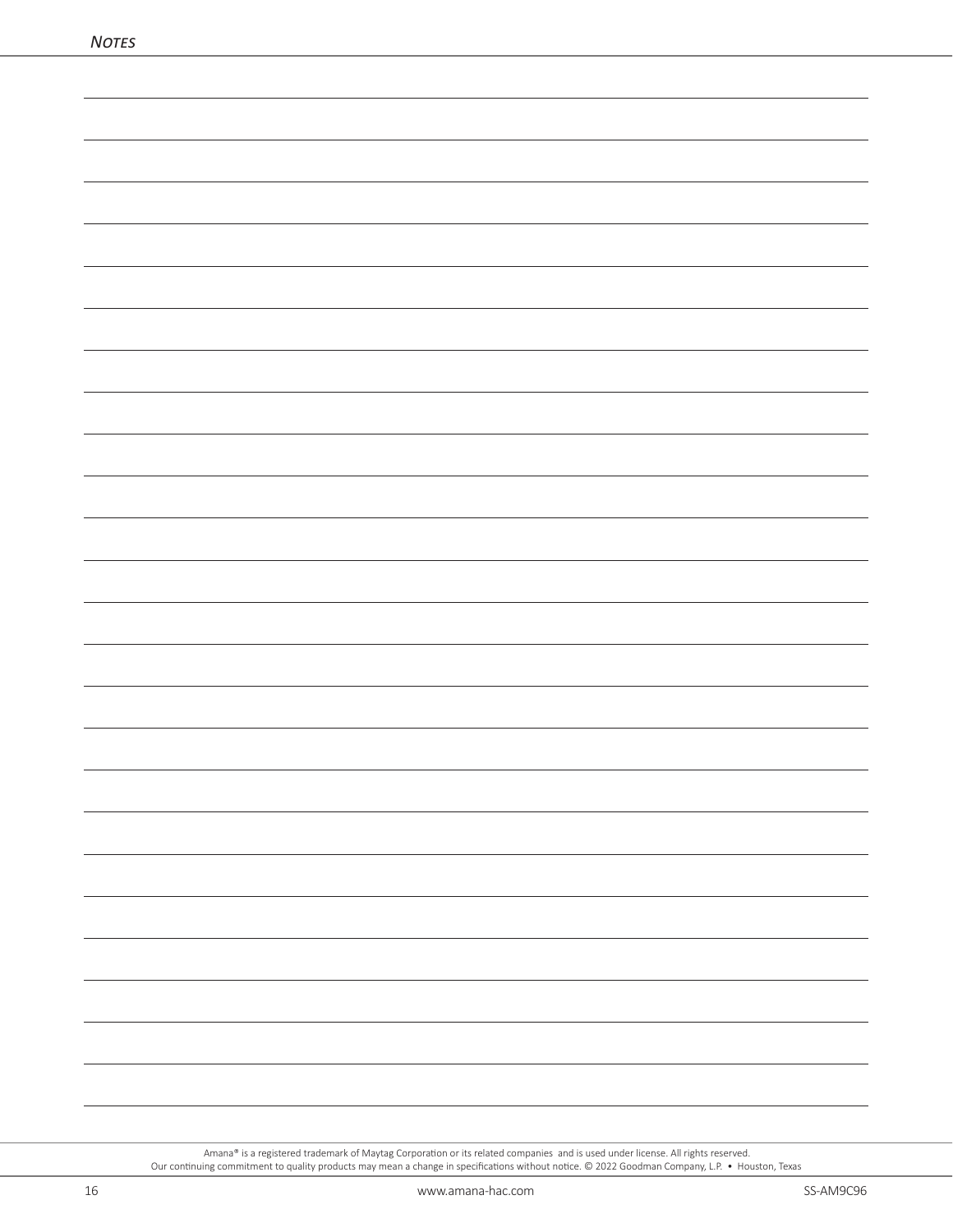## *Notes*

Amana® is a registered trademark of Maytag Corporation or its related companies and is used under license. All rights reserved.
Our continuing commitment to quality products may mean a change in specifications without notice. © 2022 Goodman Company, L.P. • Houston, Texas